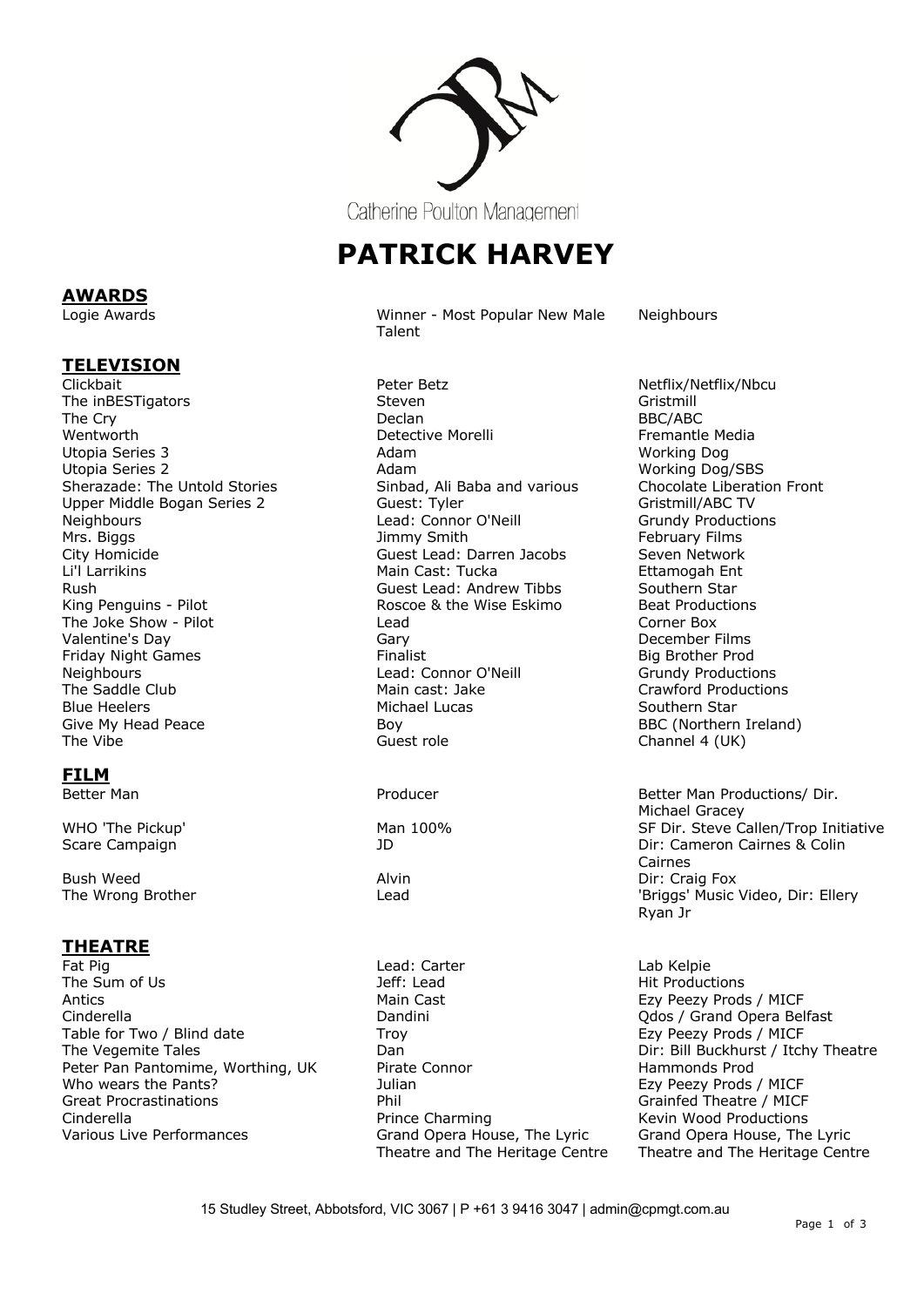Catherine Poulton Management

# PATRICK HARVEY

## AWARDS

| | | |
|---|---|---|
| Logie Awards | Winner - Most Popular New Male Talent | Neighbours |

## TELEVISION

| | | |
|---|---|---|
| Clickbait | Peter Betz | Netflix/Netflix/Nbcu |
| The inBESTigators | Steven | Gristmill |
| The Cry | Declan | BBC/ABC |
| Wentworth | Detective Morelli | Fremantle Media |
| Utopia Series 3 | Adam | Working Dog |
| Utopia Series 2 | Adam | Working Dog/SBS |
| Sherazade: The Untold Stories | Sinbad, Ali Baba and various | Chocolate Liberation Front |
| Upper Middle Bogan Series 2 | Guest: Tyler | Gristmill/ABC TV |
| Neighbours | Lead: Connor O'Neill | Grundy Productions |
| Mrs. Biggs | Jimmy Smith | February Films |
| City Homicide | Guest Lead: Darren Jacobs | Seven Network |
| Li'l Larrikins | Main Cast: Tucka | Ettamogah Ent |
| Rush | Guest Lead: Andrew Tibbs | Southern Star |
| King Penguins - Pilot | Roscoe & the Wise Eskimo | Beat Productions |
| The Joke Show - Pilot | Lead | Corner Box |
| Valentine's Day | Gary | December Films |
| Friday Night Games | Finalist | Big Brother Prod |
| Neighbours | Lead: Connor O'Neill | Grundy Productions |
| The Saddle Club | Main cast: Jake | Crawford Productions |
| Blue Heelers | Michael Lucas | Southern Star |
| Give My Head Peace | Boy | BBC (Northern Ireland) |
| The Vibe | Guest role | Channel 4 (UK) |

## FILM

| | | |
|---|---|---|
| Better Man | Producer | Better Man Productions/ Dir. Michael Gracey |
| WHO 'The Pickup' | Man 100% | SF Dir. Steve Callen/Trop Initiative |
| Scare Campaign | JD | Dir: Cameron Cairnes & Colin Cairnes |
| Bush Weed | Alvin | Dir: Craig Fox |
| The Wrong Brother | Lead | 'Briggs' Music Video, Dir: Ellery Ryan Jr |

## THEATRE

| | | |
|---|---|---|
| Fat Pig | Lead: Carter | Lab Kelpie |
| The Sum of Us | Jeff: Lead | Hit Productions |
| Antics | Main Cast | Ezy Peezy Prods / MICF |
| Cinderella | Dandini | Qdos / Grand Opera Belfast |
| Table for Two / Blind date | Troy | Ezy Peezy Prods / MICF |
| The Vegemite Tales | Dan | Dir: Bill Buckhurst / Itchy Theatre |
| Peter Pan Pantomime, Worthing, UK | Pirate Connor | Hammonds Prod |
| Who wears the Pants? | Julian | Ezy Peezy Prods / MICF |
| Great Procrastinations | Phil | Grainfed Theatre / MICF |
| Cinderella | Prince Charming | Kevin Wood Productions |
| Various Live Performances | Grand Opera House, The Lyric Theatre and The Heritage Centre | Grand Opera House, The Lyric Theatre and The Heritage Centre |

15 Studley Street, Abbotsford, VIC 3067 | P +61 3 9416 3047 | admin@cpmgt.com.au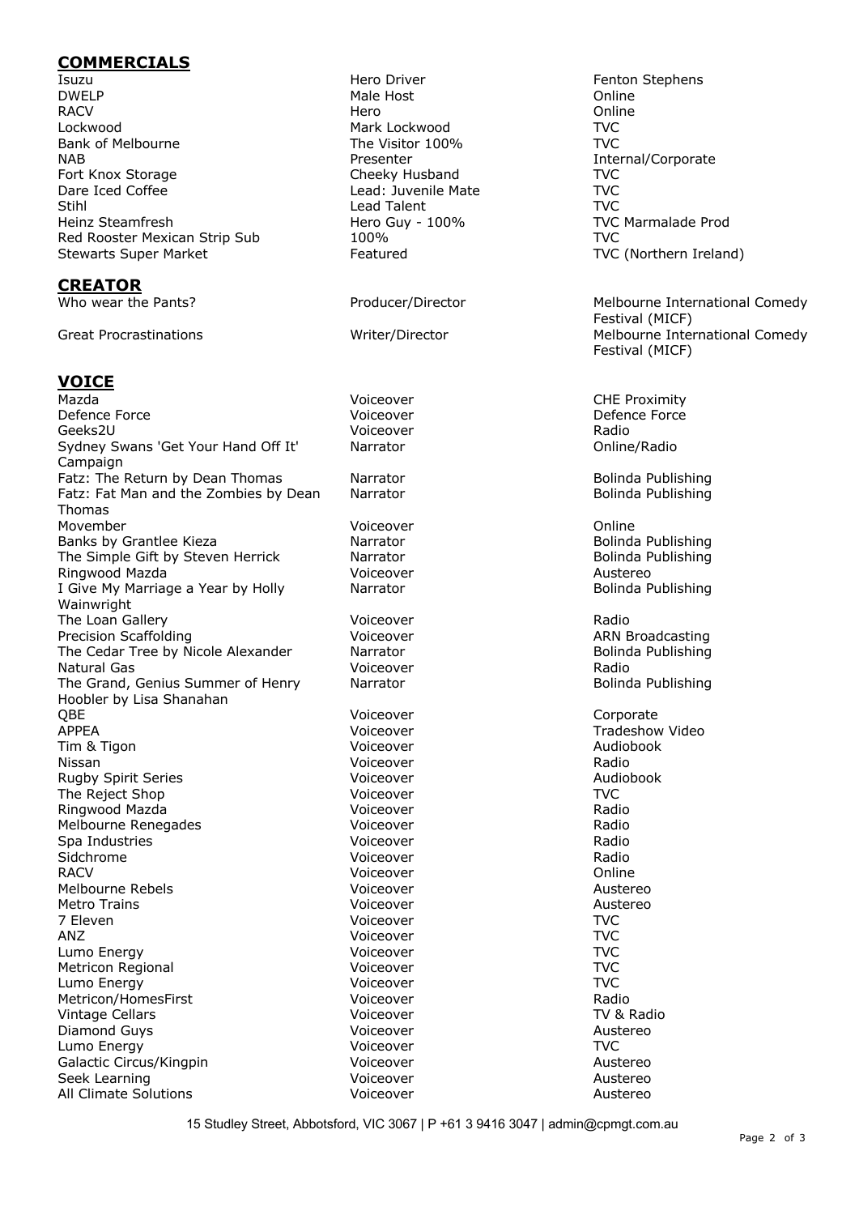## COMMERCIALS

| | | |
|---|---|---|
| Isuzu | Hero Driver | Fenton Stephens |
| DWELP | Male Host | Online |
| RACV | Hero | Online |
| Lockwood | Mark Lockwood | TVC |
| Bank of Melbourne | The Visitor 100% | TVC |
| NAB | Presenter | Internal/Corporate |
| Fort Knox Storage | Cheeky Husband | TVC |
| Dare Iced Coffee | Lead: Juvenile Mate | TVC |
| Stihl | Lead Talent | TVC |
| Heinz Steamfresh | Hero Guy - 100% | TVC Marmalade Prod |
| Red Rooster Mexican Strip Sub | 100% | TVC |
| Stewarts Super Market | Featured | TVC (Northern Ireland) |

## CREATOR

| | | |
|---|---|---|
| Who wear the Pants? | Producer/Director | Melbourne International Comedy Festival (MICF) |
| Great Procrastinations | Writer/Director | Melbourne International Comedy Festival (MICF) |

## VOICE

| | | |
|---|---|---|
| Mazda | Voiceover | CHE Proximity |
| Defence Force | Voiceover | Defence Force |
| Geeks2U | Voiceover | Radio |
| Sydney Swans 'Get Your Hand Off It' Campaign | Narrator | Online/Radio |
| Fatz: The Return by Dean Thomas | Narrator | Bolinda Publishing |
| Fatz: Fat Man and the Zombies by Dean Thomas | Narrator | Bolinda Publishing |
| Movember | Voiceover | Online |
| Banks by Grantlee Kieza | Narrator | Bolinda Publishing |
| The Simple Gift by Steven Herrick | Narrator | Bolinda Publishing |
| Ringwood Mazda | Voiceover | Austereo |
| I Give My Marriage a Year by Holly Wainwright | Narrator | Bolinda Publishing |
| The Loan Gallery | Voiceover | Radio |
| Precision Scaffolding | Voiceover | ARN Broadcasting |
| The Cedar Tree by Nicole Alexander | Narrator | Bolinda Publishing |
| Natural Gas | Voiceover | Radio |
| The Grand, Genius Summer of Henry Hoobler by Lisa Shanahan | Narrator | Bolinda Publishing |
| QBE | Voiceover | Corporate |
| APPEA | Voiceover | Tradeshow Video |
| Tim & Tigon | Voiceover | Audiobook |
| Nissan | Voiceover | Radio |
| Rugby Spirit Series | Voiceover | Audiobook |
| The Reject Shop | Voiceover | TVC |
| Ringwood Mazda | Voiceover | Radio |
| Melbourne Renegades | Voiceover | Radio |
| Spa Industries | Voiceover | Radio |
| Sidchrome | Voiceover | Radio |
| RACV | Voiceover | Online |
| Melbourne Rebels | Voiceover | Austereo |
| Metro Trains | Voiceover | Austereo |
| 7 Eleven | Voiceover | TVC |
| ANZ | Voiceover | TVC |
| Lumo Energy | Voiceover | TVC |
| Metricon Regional | Voiceover | TVC |
| Lumo Energy | Voiceover | TVC |
| Metricon/HomesFirst | Voiceover | Radio |
| Vintage Cellars | Voiceover | TV & Radio |
| Diamond Guys | Voiceover | Austereo |
| Lumo Energy | Voiceover | TVC |
| Galactic Circus/Kingpin | Voiceover | Austereo |
| Seek Learning | Voiceover | Austereo |
| All Climate Solutions | Voiceover | Austereo |

15 Studley Street, Abbotsford, VIC 3067 | P +61 3 9416 3047 | admin@cpmgt.com.au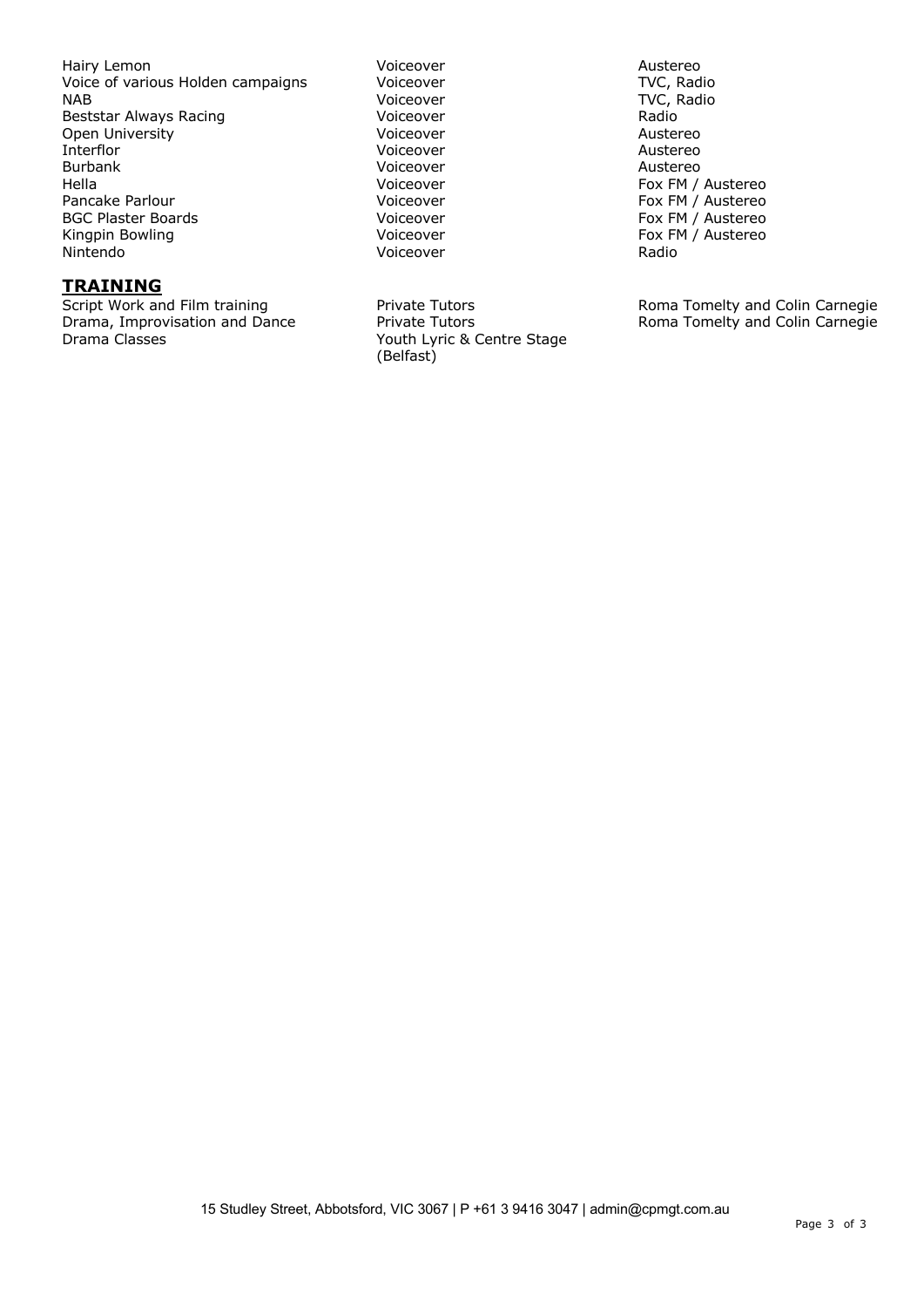| | | |
|---|---|---|
| Hairy Lemon | Voiceover | Austereo |
| Voice of various Holden campaigns | Voiceover | TVC, Radio |
| NAB | Voiceover | TVC, Radio |
| Beststar Always Racing | Voiceover | Radio |
| Open University | Voiceover | Austereo |
| Interflor | Voiceover | Austereo |
| Burbank | Voiceover | Austereo |
| Hella | Voiceover | Fox FM / Austereo |
| Pancake Parlour | Voiceover | Fox FM / Austereo |
| BGC Plaster Boards | Voiceover | Fox FM / Austereo |
| Kingpin Bowling | Voiceover | Fox FM / Austereo |
| Nintendo | Voiceover | Radio |

## TRAINING

| | | |
|---|---|---|
| Script Work and Film training | Private Tutors | Roma Tomelty and Colin Carnegie |
| Drama, Improvisation and Dance | Private Tutors | Roma Tomelty and Colin Carnegie |
| Drama Classes | Youth Lyric & Centre Stage (Belfast) | |

15 Studley Street, Abbotsford, VIC 3067 | P +61 3 9416 3047 | admin@cpmgt.com.au